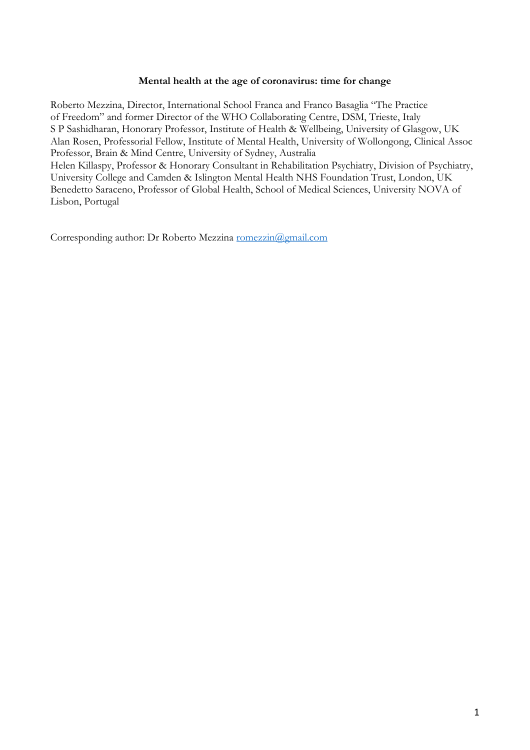# Mental health at the age of coronavirus: time for change

Roberto Mezzina, Director, International School Franca and Franco Basaglia "The Practice of Freedom" and former Director of the WHO Collaborating Centre, DSM, Trieste, Italy
S P Sashidharan, Honorary Professor, Institute of Health & Wellbeing, University of Glasgow, UK
Alan Rosen, Professorial Fellow, Institute of Mental Health, University of Wollongong, Clinical Assoc Professor, Brain & Mind Centre, University of Sydney, Australia
Helen Killaspy, Professor & Honorary Consultant in Rehabilitation Psychiatry, Division of Psychiatry, University College and Camden & Islington Mental Health NHS Foundation Trust, London, UK
Benedetto Saraceno, Professor of Global Health, School of Medical Sciences, University NOVA of Lisbon, Portugal

Corresponding author: Dr Roberto Mezzina romezzin@gmail.com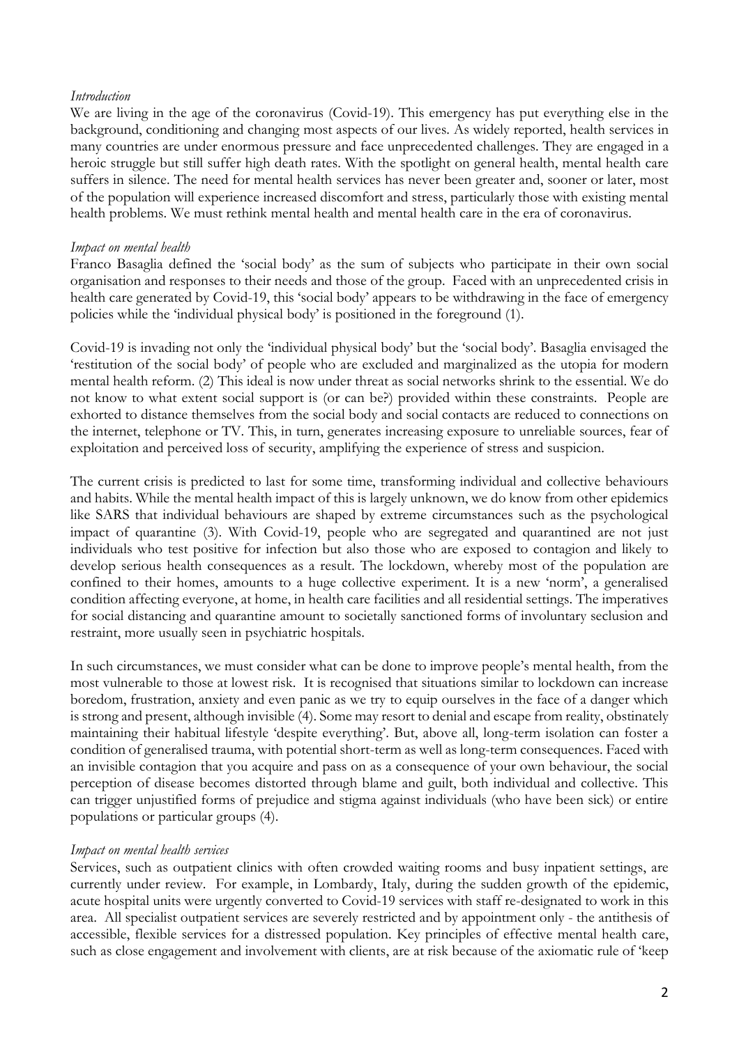*Introduction*

We are living in the age of the coronavirus (Covid-19). This emergency has put everything else in the background, conditioning and changing most aspects of our lives. As widely reported, health services in many countries are under enormous pressure and face unprecedented challenges. They are engaged in a heroic struggle but still suffer high death rates. With the spotlight on general health, mental health care suffers in silence. The need for mental health services has never been greater and, sooner or later, most of the population will experience increased discomfort and stress, particularly those with existing mental health problems. We must rethink mental health and mental health care in the era of coronavirus.

*Impact on mental health*

Franco Basaglia defined the 'social body' as the sum of subjects who participate in their own social organisation and responses to their needs and those of the group. Faced with an unprecedented crisis in health care generated by Covid-19, this 'social body' appears to be withdrawing in the face of emergency policies while the 'individual physical body' is positioned in the foreground (1).

Covid-19 is invading not only the 'individual physical body' but the 'social body'. Basaglia envisaged the 'restitution of the social body' of people who are excluded and marginalized as the utopia for modern mental health reform. (2) This ideal is now under threat as social networks shrink to the essential. We do not know to what extent social support is (or can be?) provided within these constraints. People are exhorted to distance themselves from the social body and social contacts are reduced to connections on the internet, telephone or TV. This, in turn, generates increasing exposure to unreliable sources, fear of exploitation and perceived loss of security, amplifying the experience of stress and suspicion.

The current crisis is predicted to last for some time, transforming individual and collective behaviours and habits. While the mental health impact of this is largely unknown, we do know from other epidemics like SARS that individual behaviours are shaped by extreme circumstances such as the psychological impact of quarantine (3). With Covid-19, people who are segregated and quarantined are not just individuals who test positive for infection but also those who are exposed to contagion and likely to develop serious health consequences as a result. The lockdown, whereby most of the population are confined to their homes, amounts to a huge collective experiment. It is a new 'norm', a generalised condition affecting everyone, at home, in health care facilities and all residential settings. The imperatives for social distancing and quarantine amount to societally sanctioned forms of involuntary seclusion and restraint, more usually seen in psychiatric hospitals.

In such circumstances, we must consider what can be done to improve people's mental health, from the most vulnerable to those at lowest risk. It is recognised that situations similar to lockdown can increase boredom, frustration, anxiety and even panic as we try to equip ourselves in the face of a danger which is strong and present, although invisible (4). Some may resort to denial and escape from reality, obstinately maintaining their habitual lifestyle 'despite everything'. But, above all, long-term isolation can foster a condition of generalised trauma, with potential short-term as well as long-term consequences. Faced with an invisible contagion that you acquire and pass on as a consequence of your own behaviour, the social perception of disease becomes distorted through blame and guilt, both individual and collective. This can trigger unjustified forms of prejudice and stigma against individuals (who have been sick) or entire populations or particular groups (4).

*Impact on mental health services*

Services, such as outpatient clinics with often crowded waiting rooms and busy inpatient settings, are currently under review. For example, in Lombardy, Italy, during the sudden growth of the epidemic, acute hospital units were urgently converted to Covid-19 services with staff re-designated to work in this area. All specialist outpatient services are severely restricted and by appointment only - the antithesis of accessible, flexible services for a distressed population. Key principles of effective mental health care, such as close engagement and involvement with clients, are at risk because of the axiomatic rule of 'keep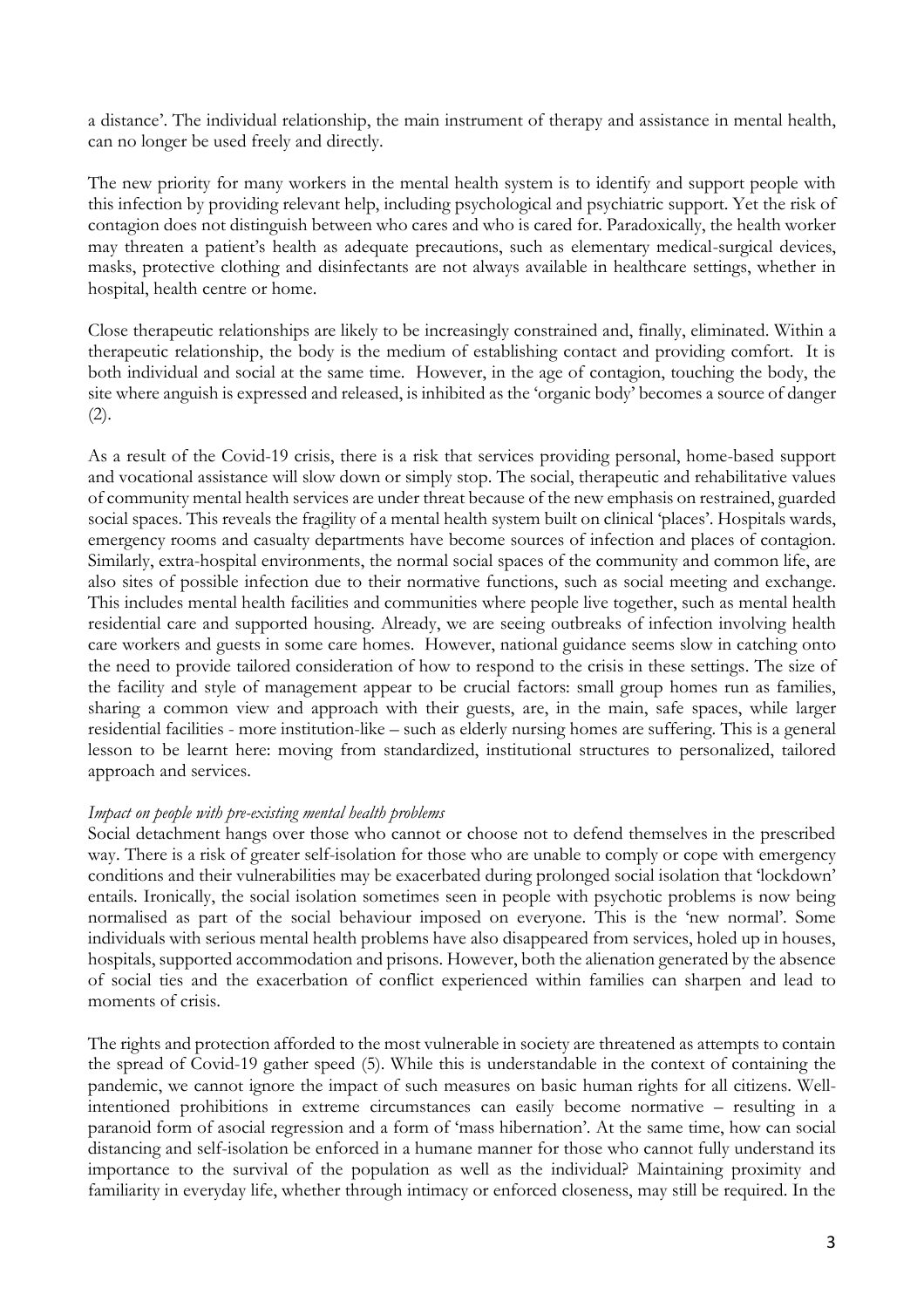a distance'. The individual relationship, the main instrument of therapy and assistance in mental health, can no longer be used freely and directly.

The new priority for many workers in the mental health system is to identify and support people with this infection by providing relevant help, including psychological and psychiatric support. Yet the risk of contagion does not distinguish between who cares and who is cared for. Paradoxically, the health worker may threaten a patient's health as adequate precautions, such as elementary medical-surgical devices, masks, protective clothing and disinfectants are not always available in healthcare settings, whether in hospital, health centre or home.

Close therapeutic relationships are likely to be increasingly constrained and, finally, eliminated. Within a therapeutic relationship, the body is the medium of establishing contact and providing comfort. It is both individual and social at the same time. However, in the age of contagion, touching the body, the site where anguish is expressed and released, is inhibited as the 'organic body' becomes a source of danger (2).

As a result of the Covid-19 crisis, there is a risk that services providing personal, home-based support and vocational assistance will slow down or simply stop. The social, therapeutic and rehabilitative values of community mental health services are under threat because of the new emphasis on restrained, guarded social spaces. This reveals the fragility of a mental health system built on clinical 'places'. Hospitals wards, emergency rooms and casualty departments have become sources of infection and places of contagion. Similarly, extra-hospital environments, the normal social spaces of the community and common life, are also sites of possible infection due to their normative functions, such as social meeting and exchange. This includes mental health facilities and communities where people live together, such as mental health residential care and supported housing. Already, we are seeing outbreaks of infection involving health care workers and guests in some care homes. However, national guidance seems slow in catching onto the need to provide tailored consideration of how to respond to the crisis in these settings. The size of the facility and style of management appear to be crucial factors: small group homes run as families, sharing a common view and approach with their guests, are, in the main, safe spaces, while larger residential facilities - more institution-like – such as elderly nursing homes are suffering. This is a general lesson to be learnt here: moving from standardized, institutional structures to personalized, tailored approach and services.

*Impact on people with pre-existing mental health problems*

Social detachment hangs over those who cannot or choose not to defend themselves in the prescribed way. There is a risk of greater self-isolation for those who are unable to comply or cope with emergency conditions and their vulnerabilities may be exacerbated during prolonged social isolation that 'lockdown' entails. Ironically, the social isolation sometimes seen in people with psychotic problems is now being normalised as part of the social behaviour imposed on everyone. This is the 'new normal'. Some individuals with serious mental health problems have also disappeared from services, holed up in houses, hospitals, supported accommodation and prisons. However, both the alienation generated by the absence of social ties and the exacerbation of conflict experienced within families can sharpen and lead to moments of crisis.

The rights and protection afforded to the most vulnerable in society are threatened as attempts to contain the spread of Covid-19 gather speed (5). While this is understandable in the context of containing the pandemic, we cannot ignore the impact of such measures on basic human rights for all citizens. Well-intentioned prohibitions in extreme circumstances can easily become normative – resulting in a paranoid form of asocial regression and a form of 'mass hibernation'. At the same time, how can social distancing and self-isolation be enforced in a humane manner for those who cannot fully understand its importance to the survival of the population as well as the individual? Maintaining proximity and familiarity in everyday life, whether through intimacy or enforced closeness, may still be required. In the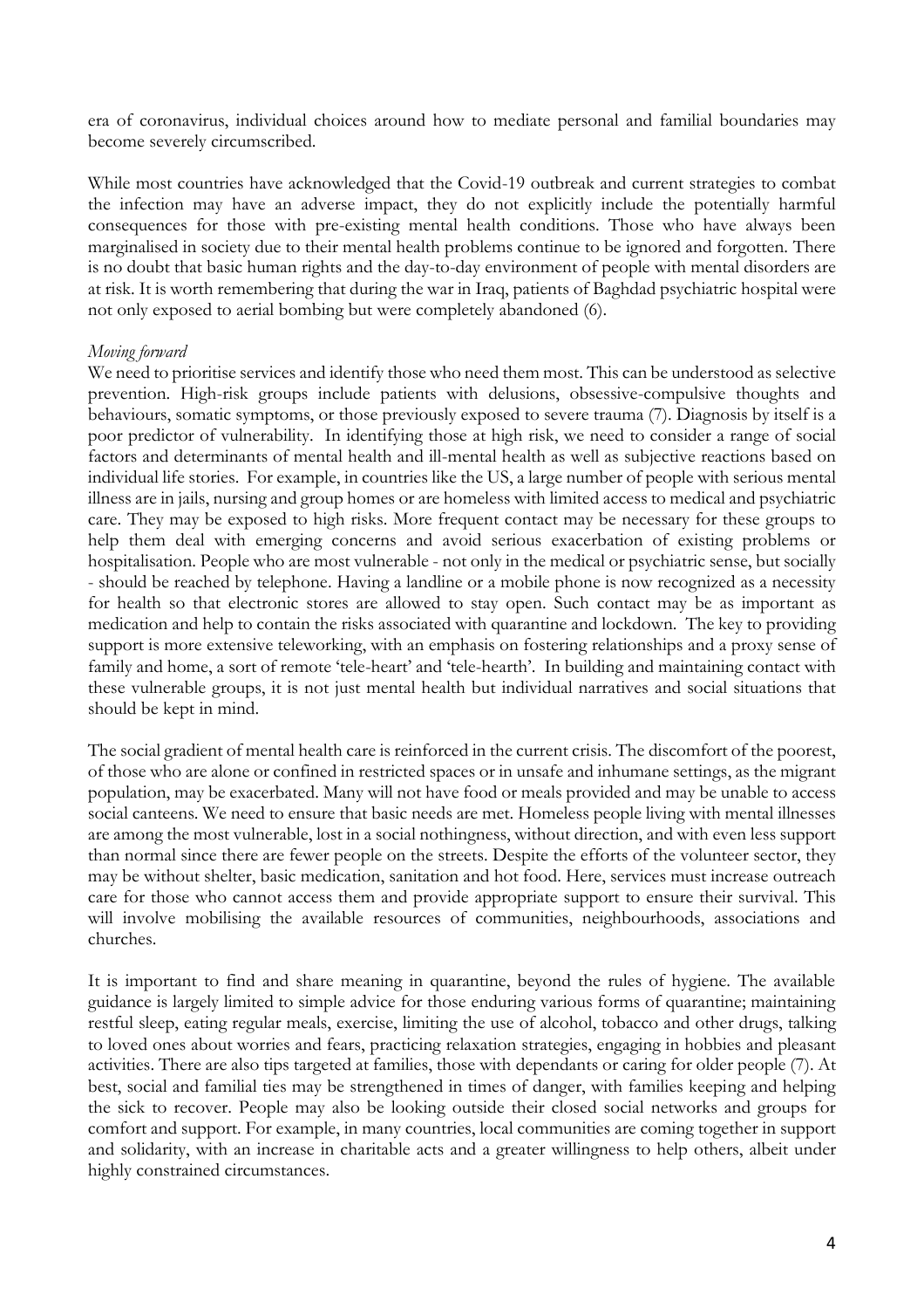era of coronavirus, individual choices around how to mediate personal and familial boundaries may become severely circumscribed.

While most countries have acknowledged that the Covid-19 outbreak and current strategies to combat the infection may have an adverse impact, they do not explicitly include the potentially harmful consequences for those with pre-existing mental health conditions. Those who have always been marginalised in society due to their mental health problems continue to be ignored and forgotten. There is no doubt that basic human rights and the day-to-day environment of people with mental disorders are at risk. It is worth remembering that during the war in Iraq, patients of Baghdad psychiatric hospital were not only exposed to aerial bombing but were completely abandoned (6).

*Moving forward*

We need to prioritise services and identify those who need them most. This can be understood as selective prevention. High-risk groups include patients with delusions, obsessive-compulsive thoughts and behaviours, somatic symptoms, or those previously exposed to severe trauma (7). Diagnosis by itself is a poor predictor of vulnerability. In identifying those at high risk, we need to consider a range of social factors and determinants of mental health and ill-mental health as well as subjective reactions based on individual life stories. For example, in countries like the US, a large number of people with serious mental illness are in jails, nursing and group homes or are homeless with limited access to medical and psychiatric care. They may be exposed to high risks. More frequent contact may be necessary for these groups to help them deal with emerging concerns and avoid serious exacerbation of existing problems or hospitalisation. People who are most vulnerable - not only in the medical or psychiatric sense, but socially - should be reached by telephone. Having a landline or a mobile phone is now recognized as a necessity for health so that electronic stores are allowed to stay open. Such contact may be as important as medication and help to contain the risks associated with quarantine and lockdown. The key to providing support is more extensive teleworking, with an emphasis on fostering relationships and a proxy sense of family and home, a sort of remote 'tele-heart' and 'tele-hearth'. In building and maintaining contact with these vulnerable groups, it is not just mental health but individual narratives and social situations that should be kept in mind.

The social gradient of mental health care is reinforced in the current crisis. The discomfort of the poorest, of those who are alone or confined in restricted spaces or in unsafe and inhumane settings, as the migrant population, may be exacerbated. Many will not have food or meals provided and may be unable to access social canteens. We need to ensure that basic needs are met. Homeless people living with mental illnesses are among the most vulnerable, lost in a social nothingness, without direction, and with even less support than normal since there are fewer people on the streets. Despite the efforts of the volunteer sector, they may be without shelter, basic medication, sanitation and hot food. Here, services must increase outreach care for those who cannot access them and provide appropriate support to ensure their survival. This will involve mobilising the available resources of communities, neighbourhoods, associations and churches.

It is important to find and share meaning in quarantine, beyond the rules of hygiene. The available guidance is largely limited to simple advice for those enduring various forms of quarantine; maintaining restful sleep, eating regular meals, exercise, limiting the use of alcohol, tobacco and other drugs, talking to loved ones about worries and fears, practicing relaxation strategies, engaging in hobbies and pleasant activities. There are also tips targeted at families, those with dependants or caring for older people (7). At best, social and familial ties may be strengthened in times of danger, with families keeping and helping the sick to recover. People may also be looking outside their closed social networks and groups for comfort and support. For example, in many countries, local communities are coming together in support and solidarity, with an increase in charitable acts and a greater willingness to help others, albeit under highly constrained circumstances.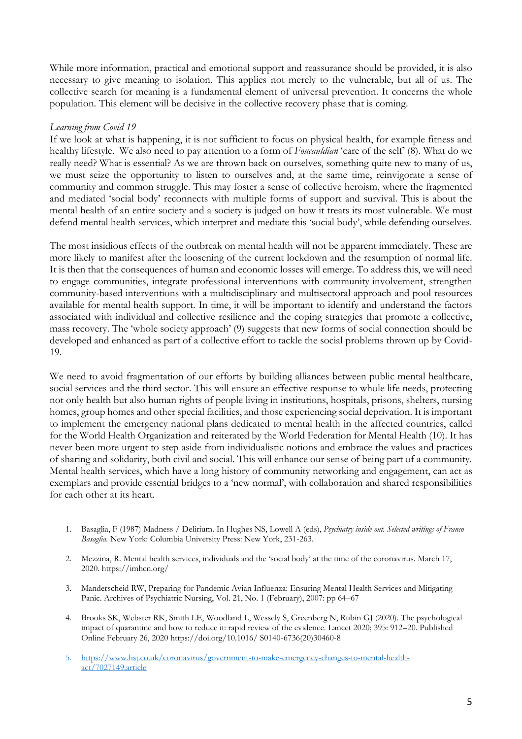While more information, practical and emotional support and reassurance should be provided, it is also necessary to give meaning to isolation. This applies not merely to the vulnerable, but all of us. The collective search for meaning is a fundamental element of universal prevention. It concerns the whole population. This element will be decisive in the collective recovery phase that is coming.

*Learning from Covid 19*

If we look at what is happening, it is not sufficient to focus on physical health, for example fitness and healthy lifestyle. We also need to pay attention to a form of *Foucauldian* 'care of the self' (8). What do we really need? What is essential? As we are thrown back on ourselves, something quite new to many of us, we must seize the opportunity to listen to ourselves and, at the same time, reinvigorate a sense of community and common struggle. This may foster a sense of collective heroism, where the fragmented and mediated 'social body' reconnects with multiple forms of support and survival. This is about the mental health of an entire society and a society is judged on how it treats its most vulnerable. We must defend mental health services, which interpret and mediate this 'social body', while defending ourselves.

The most insidious effects of the outbreak on mental health will not be apparent immediately. These are more likely to manifest after the loosening of the current lockdown and the resumption of normal life. It is then that the consequences of human and economic losses will emerge. To address this, we will need to engage communities, integrate professional interventions with community involvement, strengthen community-based interventions with a multidisciplinary and multisectoral approach and pool resources available for mental health support. In time, it will be important to identify and understand the factors associated with individual and collective resilience and the coping strategies that promote a collective, mass recovery. The 'whole society approach' (9) suggests that new forms of social connection should be developed and enhanced as part of a collective effort to tackle the social problems thrown up by Covid-19.

We need to avoid fragmentation of our efforts by building alliances between public mental healthcare, social services and the third sector. This will ensure an effective response to whole life needs, protecting not only health but also human rights of people living in institutions, hospitals, prisons, shelters, nursing homes, group homes and other special facilities, and those experiencing social deprivation. It is important to implement the emergency national plans dedicated to mental health in the affected countries, called for the World Health Organization and reiterated by the World Federation for Mental Health (10). It has never been more urgent to step aside from individualistic notions and embrace the values and practices of sharing and solidarity, both civil and social. This will enhance our sense of being part of a community. Mental health services, which have a long history of community networking and engagement, can act as exemplars and provide essential bridges to a 'new normal', with collaboration and shared responsibilities for each other at its heart.

1. Basaglia, F (1987) Madness / Delirium. In Hughes NS, Lowell A (eds), *Psychiatry inside out. Selected writings of Franco Basaglia.* New York: Columbia University Press: New York, 231-263.
2. Mezzina, R. Mental health services, individuals and the 'social body' at the time of the coronavirus. March 17, 2020. https://imhcn.org/
3. Manderscheid RW, Preparing for Pandemic Avian Influenza: Ensuring Mental Health Services and Mitigating Panic. Archives of Psychiatric Nursing, Vol. 21, No. 1 (February), 2007: pp 64–67
4. Brooks SK, Webster RK, Smith LE, Woodland L, Wessely S, Greenberg N, Rubin GJ (2020). The psychological impact of quarantine and how to reduce it: rapid review of the evidence. Lancet 2020; 395: 912–20. Published Online February 26, 2020 https://doi.org/10.1016/ S0140-6736(20)30460-8
5. https://www.hsj.co.uk/coronavirus/government-to-make-emergency-changes-to-mental-health-act/7027149.article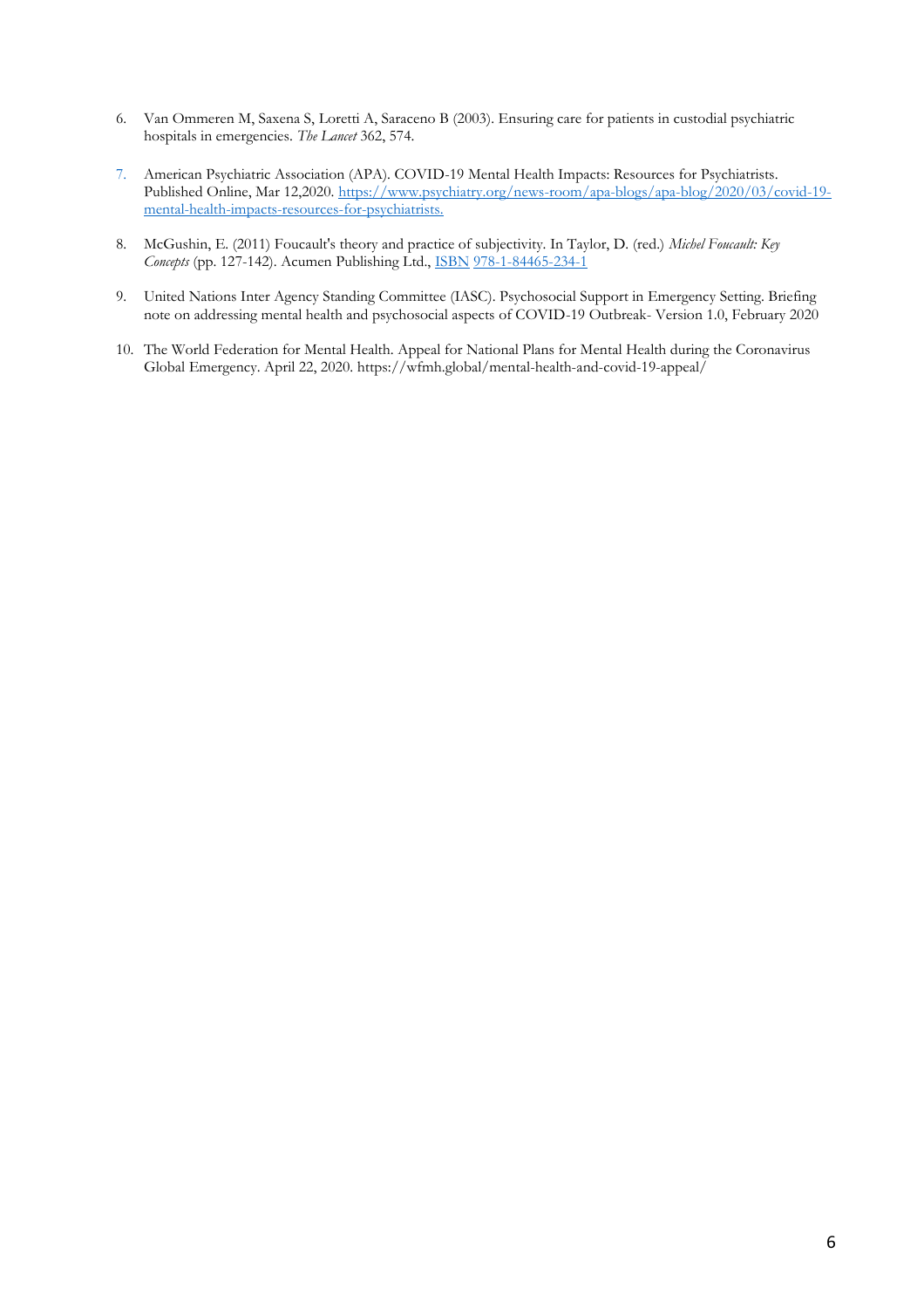6. Van Ommeren M, Saxena S, Loretti A, Saraceno B (2003). Ensuring care for patients in custodial psychiatric hospitals in emergencies. *The Lancet* 362, 574.

7. American Psychiatric Association (APA). COVID-19 Mental Health Impacts: Resources for Psychiatrists. Published Online, Mar 12,2020. https://www.psychiatry.org/news-room/apa-blogs/apa-blog/2020/03/covid-19-mental-health-impacts-resources-for-psychiatrists.

8. McGushin, E. (2011) Foucault's theory and practice of subjectivity. In Taylor, D. (red.) *Michel Foucault: Key Concepts* (pp. 127-142). Acumen Publishing Ltd., ISBN 978-1-84465-234-1

9. United Nations Inter Agency Standing Committee (IASC). Psychosocial Support in Emergency Setting. Briefing note on addressing mental health and psychosocial aspects of COVID-19 Outbreak- Version 1.0, February 2020

10. The World Federation for Mental Health. Appeal for National Plans for Mental Health during the Coronavirus Global Emergency. April 22, 2020. https://wfmh.global/mental-health-and-covid-19-appeal/